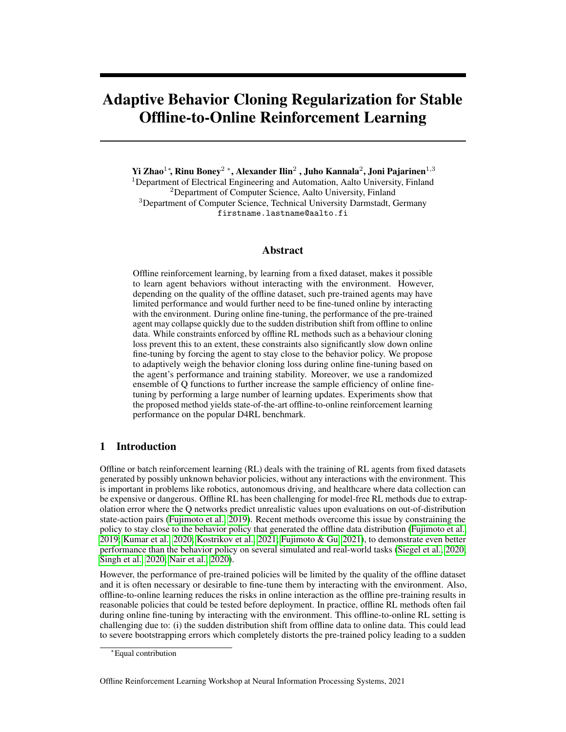# Adaptive Behavior Cloning Regularization for Stable Offline-to-Online Reinforcement Learning

**Yi Zhao**[1]*, **Rinu Boney**[2]*, **Alexander Ilin**[2], **Juho Kannala**[2], **Joni Pajarinen**[1,3]

[1]Department of Electrical Engineering and Automation, Aalto University, Finland
[2]Department of Computer Science, Aalto University, Finland
[3]Department of Computer Science, Technical University Darmstadt, Germany
`firstname.lastname@aalto.fi`

## Abstract

Offline reinforcement learning, by learning from a fixed dataset, makes it possible to learn agent behaviors without interacting with the environment. However, depending on the quality of the offline dataset, such pre-trained agents may have limited performance and would further need to be fine-tuned online by interacting with the environment. During online fine-tuning, the performance of the pre-trained agent may collapse quickly due to the sudden distribution shift from offline to online data. While constraints enforced by offline RL methods such as a behaviour cloning loss prevent this to an extent, these constraints also significantly slow down online fine-tuning by forcing the agent to stay close to the behavior policy. We propose to adaptively weigh the behavior cloning loss during online fine-tuning based on the agent's performance and training stability. Moreover, we use a randomized ensemble of Q functions to further increase the sample efficiency of online fine-tuning by performing a large number of learning updates. Experiments show that the proposed method yields state-of-the-art offline-to-online reinforcement learning performance on the popular D4RL benchmark.

## 1 Introduction

Offline or batch reinforcement learning (RL) deals with the training of RL agents from fixed datasets generated by possibly unknown behavior policies, without any interactions with the environment. This is important in problems like robotics, autonomous driving, and healthcare where data collection can be expensive or dangerous. Offline RL has been challenging for model-free RL methods due to extrapolation error where the Q networks predict unrealistic values upon evaluations on out-of-distribution state-action pairs (Fujimoto et al., 2019). Recent methods overcome this issue by constraining the policy to stay close to the behavior policy that generated the offline data distribution (Fujimoto et al., 2019; Kumar et al., 2020; Kostrikov et al., 2021; Fujimoto & Gu, 2021), to demonstrate even better performance than the behavior policy on several simulated and real-world tasks (Siegel et al., 2020; Singh et al., 2020; Nair et al., 2020).

However, the performance of pre-trained policies will be limited by the quality of the offline dataset and it is often necessary or desirable to fine-tune them by interacting with the environment. Also, offline-to-online learning reduces the risks in online interaction as the offline pre-training results in reasonable policies that could be tested before deployment. In practice, offline RL methods often fail during online fine-tuning by interacting with the environment. This offline-to-online RL setting is challenging due to: (i) the sudden distribution shift from offline data to online data. This could lead to severe bootstrapping errors which completely distorts the pre-trained policy leading to a sudden

*Equal contribution

Offline Reinforcement Learning Workshop at Neural Information Processing Systems, 2021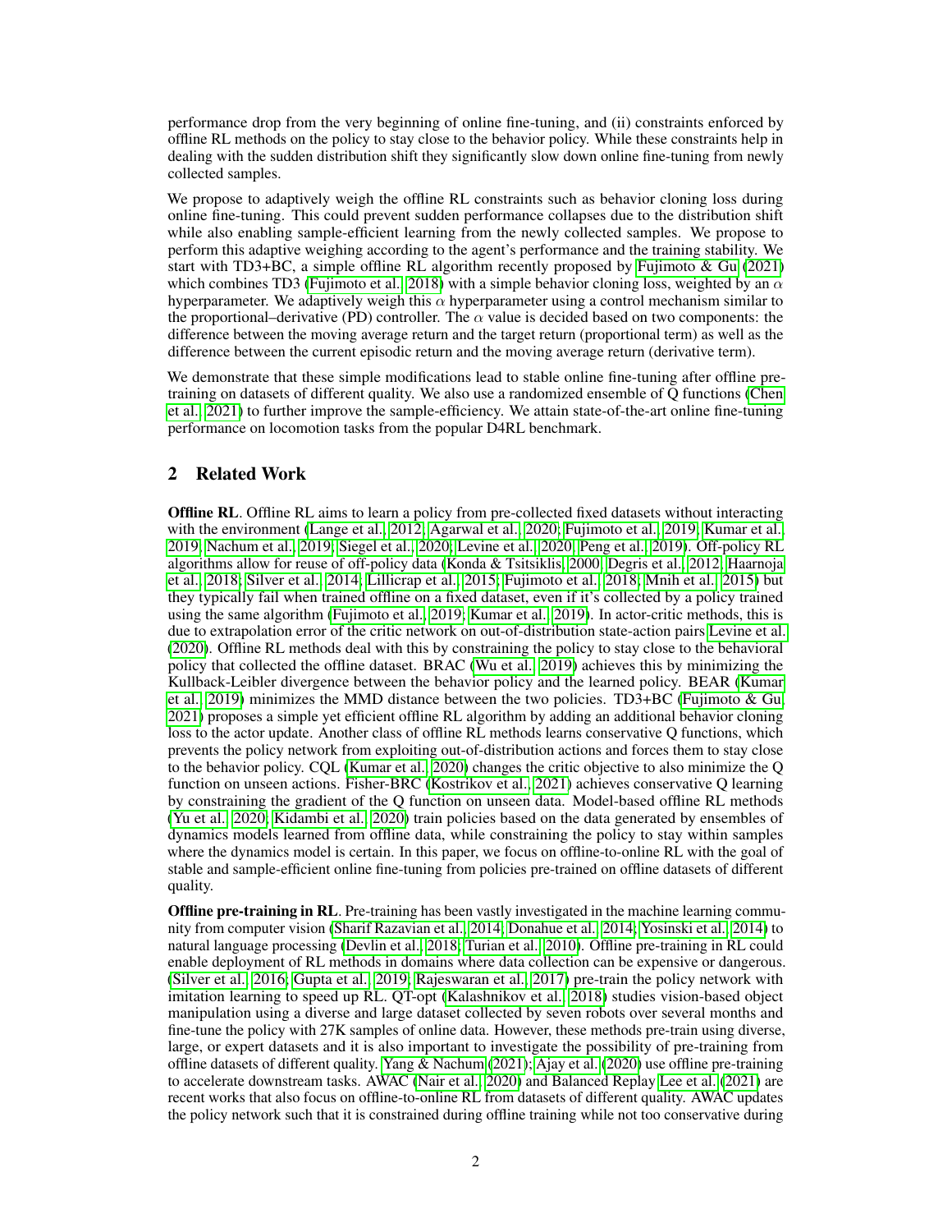performance drop from the very beginning of online fine-tuning, and (ii) constraints enforced by offline RL methods on the policy to stay close to the behavior policy. While these constraints help in dealing with the sudden distribution shift they significantly slow down online fine-tuning from newly collected samples.

We propose to adaptively weigh the offline RL constraints such as behavior cloning loss during online fine-tuning. This could prevent sudden performance collapses due to the distribution shift while also enabling sample-efficient learning from the newly collected samples. We propose to perform this adaptive weighing according to the agent's performance and the training stability. We start with TD3+BC, a simple offline RL algorithm recently proposed by Fujimoto & Gu (2021) which combines TD3 (Fujimoto et al., 2018) with a simple behavior cloning loss, weighted by an $\alpha$ hyperparameter. We adaptively weigh this $\alpha$ hyperparameter using a control mechanism similar to the proportional–derivative (PD) controller. The $\alpha$ value is decided based on two components: the difference between the moving average return and the target return (proportional term) as well as the difference between the current episodic return and the moving average return (derivative term).

We demonstrate that these simple modifications lead to stable online fine-tuning after offline pre-training on datasets of different quality. We also use a randomized ensemble of Q functions (Chen et al., 2021) to further improve the sample-efficiency. We attain state-of-the-art online fine-tuning performance on locomotion tasks from the popular D4RL benchmark.

## 2 Related Work

**Offline RL**. Offline RL aims to learn a policy from pre-collected fixed datasets without interacting with the environment (Lange et al., 2012; Agarwal et al., 2020; Fujimoto et al., 2019; Kumar et al., 2019; Nachum et al., 2019; Siegel et al., 2020; Levine et al., 2020; Peng et al., 2019). Off-policy RL algorithms allow for reuse of off-policy data (Konda & Tsitsiklis, 2000; Degris et al., 2012; Haarnoja et al., 2018; Silver et al., 2014; Lillicrap et al., 2015; Fujimoto et al., 2018; Mnih et al., 2015) but they typically fail when trained offline on a fixed dataset, even if it's collected by a policy trained using the same algorithm (Fujimoto et al., 2019; Kumar et al., 2019). In actor-critic methods, this is due to extrapolation error of the critic network on out-of-distribution state-action pairs Levine et al. (2020). Offline RL methods deal with this by constraining the policy to stay close to the behavioral policy that collected the offline dataset. BRAC (Wu et al., 2019) achieves this by minimizing the Kullback-Leibler divergence between the behavior policy and the learned policy. BEAR (Kumar et al., 2019) minimizes the MMD distance between the two policies. TD3+BC (Fujimoto & Gu, 2021) proposes a simple yet efficient offline RL algorithm by adding an additional behavior cloning loss to the actor update. Another class of offline RL methods learns conservative Q functions, which prevents the policy network from exploiting out-of-distribution actions and forces them to stay close to the behavior policy. CQL (Kumar et al., 2020) changes the critic objective to also minimize the Q function on unseen actions. Fisher-BRC (Kostrikov et al., 2021) achieves conservative Q learning by constraining the gradient of the Q function on unseen data. Model-based offline RL methods (Yu et al., 2020; Kidambi et al., 2020) train policies based on the data generated by ensembles of dynamics models learned from offline data, while constraining the policy to stay within samples where the dynamics model is certain. In this paper, we focus on offline-to-online RL with the goal of stable and sample-efficient online fine-tuning from policies pre-trained on offline datasets of different quality.

**Offline pre-training in RL**. Pre-training has been vastly investigated in the machine learning community from computer vision (Sharif Razavian et al., 2014; Donahue et al., 2014; Yosinski et al., 2014) to natural language processing (Devlin et al., 2018; Turian et al., 2010). Offline pre-training in RL could enable deployment of RL methods in domains where data collection can be expensive or dangerous. (Silver et al., 2016; Gupta et al., 2019; Rajeswaran et al., 2017) pre-train the policy network with imitation learning to speed up RL. QT-opt (Kalashnikov et al., 2018) studies vision-based object manipulation using a diverse and large dataset collected by seven robots over several months and fine-tune the policy with 27K samples of online data. However, these methods pre-train using diverse, large, or expert datasets and it is also important to investigate the possibility of pre-training from offline datasets of different quality. Yang & Nachum (2021); Ajay et al. (2020) use offline pre-training to accelerate downstream tasks. AWAC (Nair et al., 2020) and Balanced Replay Lee et al. (2021) are recent works that also focus on offline-to-online RL from datasets of different quality. AWAC updates the policy network such that it is constrained during offline training while not too conservative during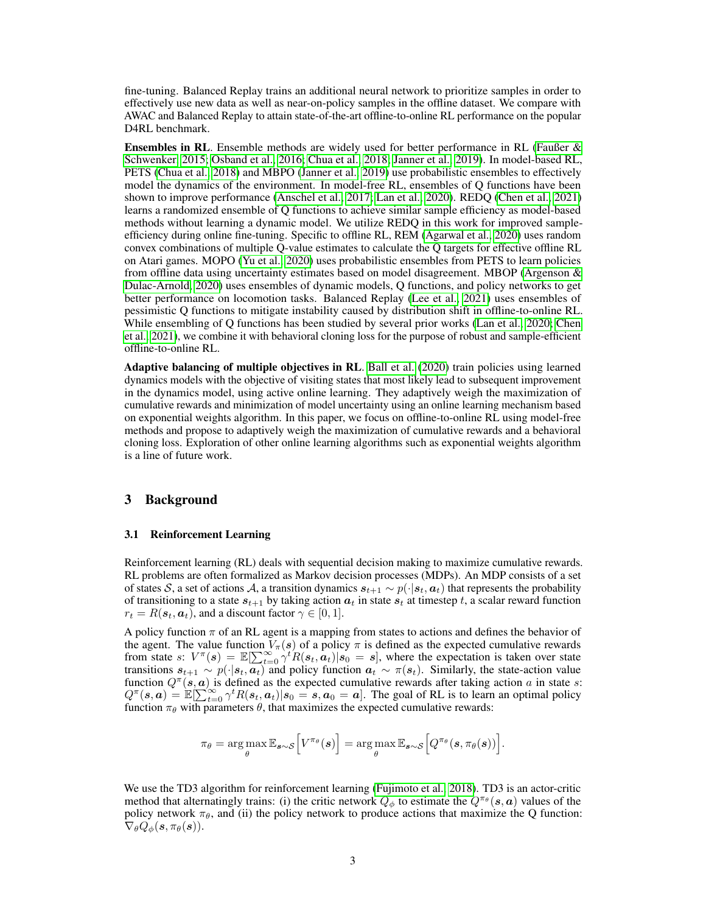fine-tuning. Balanced Replay trains an additional neural network to prioritize samples in order to effectively use new data as well as near-on-policy samples in the offline dataset. We compare with AWAC and Balanced Replay to attain state-of-the-art offline-to-online RL performance on the popular D4RL benchmark.

**Ensembles in RL**. Ensemble methods are widely used for better performance in RL (Faußer & Schwenker, 2015; Osband et al., 2016; Chua et al., 2018; Janner et al., 2019). In model-based RL, PETS (Chua et al., 2018) and MBPO (Janner et al., 2019) use probabilistic ensembles to effectively model the dynamics of the environment. In model-free RL, ensembles of Q functions have been shown to improve performance (Anschel et al., 2017; Lan et al., 2020). REDQ (Chen et al., 2021) learns a randomized ensemble of Q functions to achieve similar sample efficiency as model-based methods without learning a dynamic model. We utilize REDQ in this work for improved sample-efficiency during online fine-tuning. Specific to offline RL, REM (Agarwal et al., 2020) uses random convex combinations of multiple Q-value estimates to calculate the Q targets for effective offline RL on Atari games. MOPO (Yu et al., 2020) uses probabilistic ensembles from PETS to learn policies from offline data using uncertainty estimates based on model disagreement. MBOP (Argenson & Dulac-Arnold, 2020) uses ensembles of dynamic models, Q functions, and policy networks to get better performance on locomotion tasks. Balanced Replay (Lee et al., 2021) uses ensembles of pessimistic Q functions to mitigate instability caused by distribution shift in offline-to-online RL. While ensembling of Q functions has been studied by several prior works (Lan et al., 2020; Chen et al., 2021), we combine it with behavioral cloning loss for the purpose of robust and sample-efficient offline-to-online RL.

**Adaptive balancing of multiple objectives in RL**. Ball et al. (2020) train policies using learned dynamics models with the objective of visiting states that most likely lead to subsequent improvement in the dynamics model, using active online learning. They adaptively weigh the maximization of cumulative rewards and minimization of model uncertainty using an online learning mechanism based on exponential weights algorithm. In this paper, we focus on offline-to-online RL using model-free methods and propose to adaptively weigh the maximization of cumulative rewards and a behavioral cloning loss. Exploration of other online learning algorithms such as exponential weights algorithm is a line of future work.

## 3 Background

### 3.1 Reinforcement Learning

Reinforcement learning (RL) deals with sequential decision making to maximize cumulative rewards. RL problems are often formalized as Markov decision processes (MDPs). An MDP consists of a set of states $\mathcal{S}$, a set of actions $\mathcal{A}$, a transition dynamics $\boldsymbol{s}_{t+1} \sim p(\cdot|\boldsymbol{s}_t, \boldsymbol{a}_t)$ that represents the probability of transitioning to a state $\boldsymbol{s}_{t+1}$ by taking action $\boldsymbol{a}_t$ in state $\boldsymbol{s}_t$ at timestep $t$, a scalar reward function $r_t = R(\boldsymbol{s}_t, \boldsymbol{a}_t)$, and a discount factor $\gamma \in [0, 1]$.

A policy function $\pi$ of an RL agent is a mapping from states to actions and defines the behavior of the agent. The value function $V_\pi(\boldsymbol{s})$ of a policy $\pi$ is defined as the expected cumulative rewards from state $s$: $V^\pi(\boldsymbol{s}) = \mathbb{E}[\sum_{t=0}^{\infty} \gamma^t R(\boldsymbol{s}_t, \boldsymbol{a}_t)|\boldsymbol{s}_0 = \boldsymbol{s}]$, where the expectation is taken over state transitions $\boldsymbol{s}_{t+1} \sim p(\cdot|\boldsymbol{s}_t, \boldsymbol{a}_t)$ and policy function $\boldsymbol{a}_t \sim \pi(\boldsymbol{s}_t)$. Similarly, the state-action value function $Q^\pi(\boldsymbol{s}, \boldsymbol{a})$ is defined as the expected cumulative rewards after taking action $a$ in state $s$: $Q^\pi(\boldsymbol{s}, \boldsymbol{a}) = \mathbb{E}[\sum_{t=0}^{\infty} \gamma^t R(\boldsymbol{s}_t, \boldsymbol{a}_t)|\boldsymbol{s}_0 = \boldsymbol{s}, \boldsymbol{a}_0 = \boldsymbol{a}]$. The goal of RL is to learn an optimal policy function $\pi_\theta$ with parameters $\theta$, that maximizes the expected cumulative rewards:

$$\pi_\theta = \arg\max_\theta \mathbb{E}_{\boldsymbol{s}\sim\mathcal{S}}\Big[V^{\pi_\theta}(\boldsymbol{s})\Big] = \arg\max_\theta \mathbb{E}_{\boldsymbol{s}\sim\mathcal{S}}\Big[Q^{\pi_\theta}(\boldsymbol{s}, \pi_\theta(\boldsymbol{s}))\Big].$$

We use the TD3 algorithm for reinforcement learning (Fujimoto et al., 2018). TD3 is an actor-critic method that alternatingly trains: (i) the critic network $Q_\phi$ to estimate the $Q^{\pi_\theta}(\boldsymbol{s}, \boldsymbol{a})$ values of the policy network $\pi_\theta$, and (ii) the policy network to produce actions that maximize the Q function: $\nabla_\theta Q_\phi(\boldsymbol{s}, \pi_\theta(\boldsymbol{s}))$.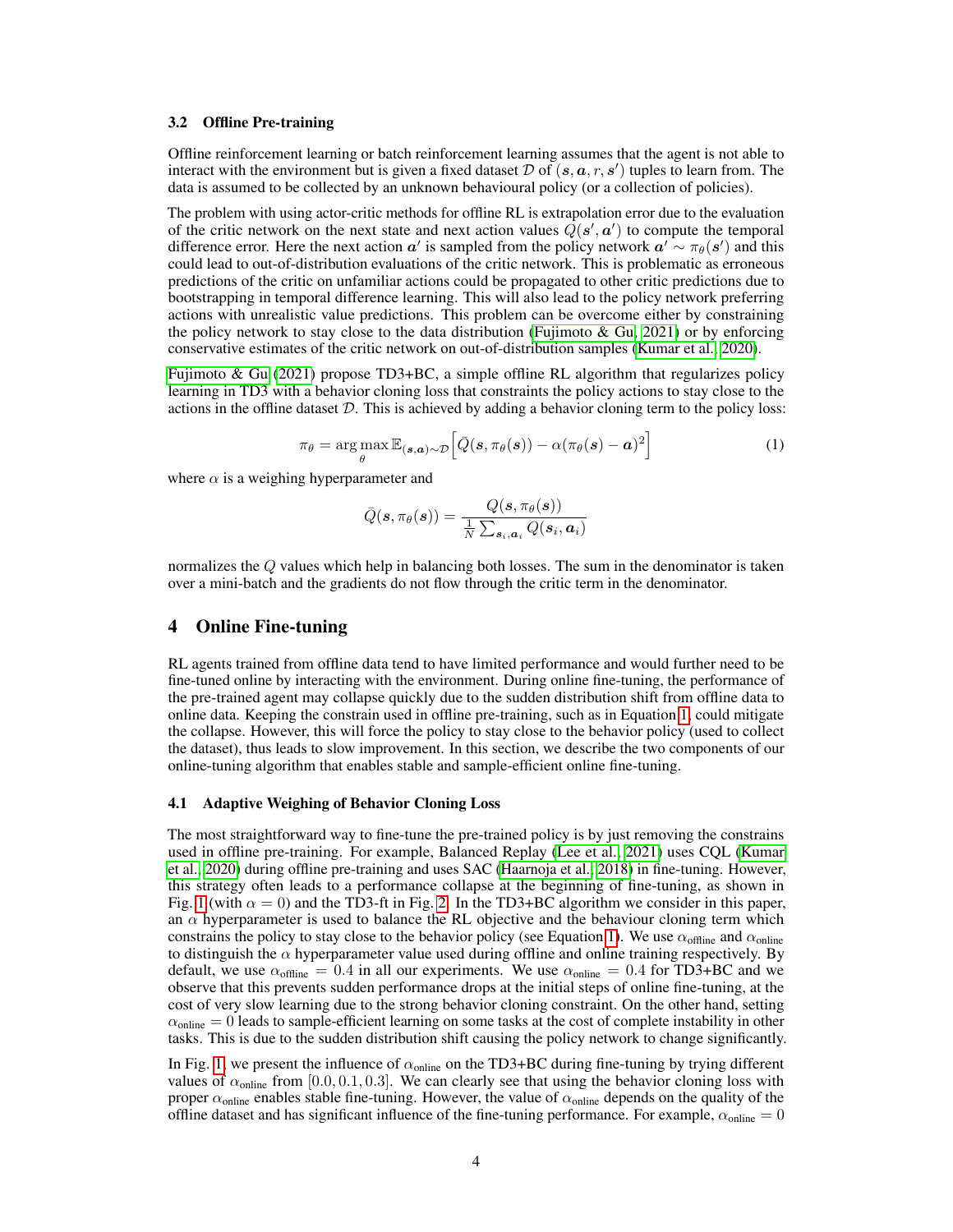### 3.2 Offline Pre-training

Offline reinforcement learning or batch reinforcement learning assumes that the agent is not able to interact with the environment but is given a fixed dataset $\mathcal{D}$ of $(\boldsymbol{s}, \boldsymbol{a}, r, \boldsymbol{s}')$ tuples to learn from. The data is assumed to be collected by an unknown behavioural policy (or a collection of policies).

The problem with using actor-critic methods for offline RL is extrapolation error due to the evaluation of the critic network on the next state and next action values $Q(\boldsymbol{s}', \boldsymbol{a}')$ to compute the temporal difference error. Here the next action $\boldsymbol{a}'$ is sampled from the policy network $\boldsymbol{a}' \sim \pi_\theta(\boldsymbol{s}')$ and this could lead to out-of-distribution evaluations of the critic network. This is problematic as erroneous predictions of the critic on unfamiliar actions could be propagated to other critic predictions due to bootstrapping in temporal difference learning. This will also lead to the policy network preferring actions with unrealistic value predictions. This problem can be overcome either by constraining the policy network to stay close to the data distribution (Fujimoto & Gu, 2021) or by enforcing conservative estimates of the critic network on out-of-distribution samples (Kumar et al., 2020).

Fujimoto & Gu (2021) propose TD3+BC, a simple offline RL algorithm that regularizes policy learning in TD3 with a behavior cloning loss that constraints the policy actions to stay close to the actions in the offline dataset $\mathcal{D}$. This is achieved by adding a behavior cloning term to the policy loss:

$$\pi_\theta = \arg\max_\theta \mathbb{E}_{(\boldsymbol{s},\boldsymbol{a})\sim\mathcal{D}}\Big[\bar{Q}(\boldsymbol{s}, \pi_\theta(\boldsymbol{s})) - \alpha(\pi_\theta(\boldsymbol{s}) - \boldsymbol{a})^2\Big] \tag{1}$$

where $\alpha$ is a weighing hyperparameter and

$$\bar{Q}(\boldsymbol{s}, \pi_\theta(\boldsymbol{s})) = \frac{Q(\boldsymbol{s}, \pi_\theta(\boldsymbol{s}))}{\frac{1}{N}\sum_{\boldsymbol{s}_i,\boldsymbol{a}_i} Q(\boldsymbol{s}_i, \boldsymbol{a}_i)}$$

normalizes the $Q$ values which help in balancing both losses. The sum in the denominator is taken over a mini-batch and the gradients do not flow through the critic term in the denominator.

## 4 Online Fine-tuning

RL agents trained from offline data tend to have limited performance and would further need to be fine-tuned online by interacting with the environment. During online fine-tuning, the performance of the pre-trained agent may collapse quickly due to the sudden distribution shift from offline data to online data. Keeping the constrain used in offline pre-training, such as in Equation 1, could mitigate the collapse. However, this will force the policy to stay close to the behavior policy (used to collect the dataset), thus leads to slow improvement. In this section, we describe the two components of our online-tuning algorithm that enables stable and sample-efficient online fine-tuning.

### 4.1 Adaptive Weighing of Behavior Cloning Loss

The most straightforward way to fine-tune the pre-trained policy is by just removing the constrains used in offline pre-training. For example, Balanced Replay (Lee et al., 2021) uses CQL (Kumar et al., 2020) during offline pre-training and uses SAC (Haarnoja et al., 2018) in fine-tuning. However, this strategy often leads to a performance collapse at the beginning of fine-tuning, as shown in Fig. 1 (with $\alpha = 0$) and the TD3-ft in Fig. 2. In the TD3+BC algorithm we consider in this paper, an $\alpha$ hyperparameter is used to balance the RL objective and the behaviour cloning term which constrains the policy to stay close to the behavior policy (see Equation 1). We use $\alpha_{\text{offline}}$ and $\alpha_{\text{online}}$ to distinguish the $\alpha$ hyperparameter value used during offline and online training respectively. By default, we use $\alpha_{\text{offline}} = 0.4$ in all our experiments. We use $\alpha_{\text{online}} = 0.4$ for TD3+BC and we observe that this prevents sudden performance drops at the initial steps of online fine-tuning, at the cost of very slow learning due to the strong behavior cloning constraint. On the other hand, setting $\alpha_{\text{online}} = 0$ leads to sample-efficient learning on some tasks at the cost of complete instability in other tasks. This is due to the sudden distribution shift causing the policy network to change significantly.

In Fig. 1, we present the influence of $\alpha_{\text{online}}$ on the TD3+BC during fine-tuning by trying different values of $\alpha_{\text{online}}$ from $[0.0, 0.1, 0.3]$. We can clearly see that using the behavior cloning loss with proper $\alpha_{\text{online}}$ enables stable fine-tuning. However, the value of $\alpha_{\text{online}}$ depends on the quality of the offline dataset and has significant influence of the fine-tuning performance. For example, $\alpha_{\text{online}} = 0$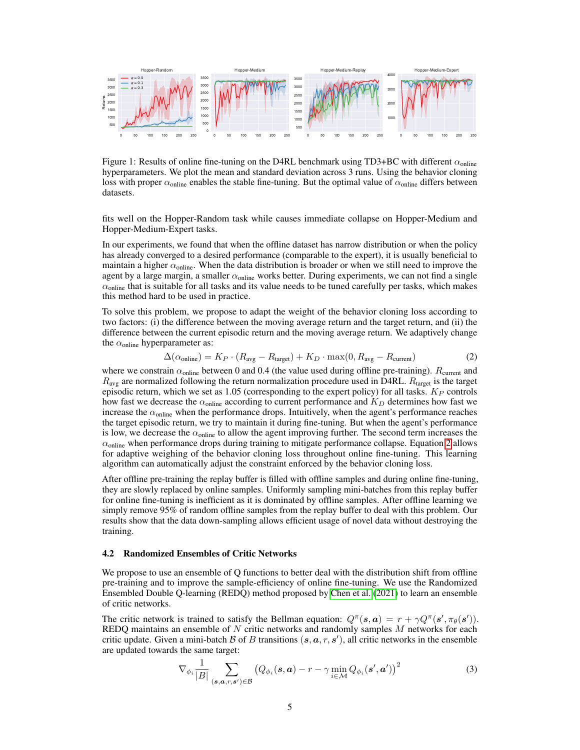Figure 1: Results of online fine-tuning on the D4RL benchmark using TD3+BC with different $\alpha_{\text{online}}$ hyperparameters. We plot the mean and standard deviation across 3 runs. Using the behavior cloning loss with proper $\alpha_{\text{online}}$ enables the stable fine-tuning. But the optimal value of $\alpha_{\text{online}}$ differs between datasets.

fits well on the Hopper-Random task while causes immediate collapse on Hopper-Medium and Hopper-Medium-Expert tasks.

In our experiments, we found that when the offline dataset has narrow distribution or when the policy has already converged to a desired performance (comparable to the expert), it is usually beneficial to maintain a higher $\alpha_{\text{online}}$. When the data distribution is broader or when we still need to improve the agent by a large margin, a smaller $\alpha_{\text{online}}$ works better. During experiments, we can not find a single $\alpha_{\text{online}}$ that is suitable for all tasks and its value needs to be tuned carefully per tasks, which makes this method hard to be used in practice.

To solve this problem, we propose to adapt the weight of the behavior cloning loss according to two factors: (i) the difference between the moving average return and the target return, and (ii) the difference between the current episodic return and the moving average return. We adaptively change the $\alpha_{\text{online}}$ hyperparameter as:

$$\Delta(\alpha_{\text{online}}) = K_P \cdot (R_{\text{avg}} - R_{\text{target}}) + K_D \cdot \max(0, R_{\text{avg}} - R_{\text{current}}) \tag{2}$$

where we constrain $\alpha_{\text{online}}$ between 0 and 0.4 (the value used during offline pre-training). $R_{\text{current}}$ and $R_{\text{avg}}$ are normalized following the return normalization procedure used in D4RL. $R_{\text{target}}$ is the target episodic return, which we set as 1.05 (corresponding to the expert policy) for all tasks. $K_P$ controls how fast we decrease the $\alpha_{\text{online}}$ according to current performance and $K_D$ determines how fast we increase the $\alpha_{\text{online}}$ when the performance drops. Intuitively, when the agent's performance reaches the target episodic return, we try to maintain it during fine-tuning. But when the agent's performance is low, we decrease the $\alpha_{\text{online}}$ to allow the agent improving further. The second term increases the $\alpha_{\text{online}}$ when performance drops during training to mitigate performance collapse. Equation 2 allows for adaptive weighing of the behavior cloning loss throughout online fine-tuning. This learning algorithm can automatically adjust the constraint enforced by the behavior cloning loss.

After offline pre-training the replay buffer is filled with offline samples and during online fine-tuning, they are slowly replaced by online samples. Uniformly sampling mini-batches from this replay buffer for online fine-tuning is inefficient as it is dominated by offline samples. After offline learning we simply remove 95% of random offline samples from the replay buffer to deal with this problem. Our results show that the data down-sampling allows efficient usage of novel data without destroying the training.

### 4.2 Randomized Ensembles of Critic Networks

We propose to use an ensemble of Q functions to better deal with the distribution shift from offline pre-training and to improve the sample-efficiency of online fine-tuning. We use the Randomized Ensembled Double Q-learning (REDQ) method proposed by Chen et al. (2021) to learn an ensemble of critic networks.

The critic network is trained to satisfy the Bellman equation: $Q^{\pi}(\boldsymbol{s}, \boldsymbol{a}) = r + \gamma Q^{\pi}(\boldsymbol{s}', \pi_{\theta}(\boldsymbol{s}'))$. REDQ maintains an ensemble of $N$ critic networks and randomly samples $M$ networks for each critic update. Given a mini-batch $\mathcal{B}$ of $B$ transitions $(\boldsymbol{s}, \boldsymbol{a}, r, \boldsymbol{s}')$, all critic networks in the ensemble are updated towards the same target:

$$\nabla_{\phi_i} \frac{1}{|B|} \sum_{(\boldsymbol{s},\boldsymbol{a},r,\boldsymbol{s}') \in \mathcal{B}} \left( Q_{\phi_i}(\boldsymbol{s}, \boldsymbol{a}) - r - \gamma \min_{i \in \mathcal{M}} Q_{\phi_i}(\boldsymbol{s}', \boldsymbol{a}') \right)^2 \tag{3}$$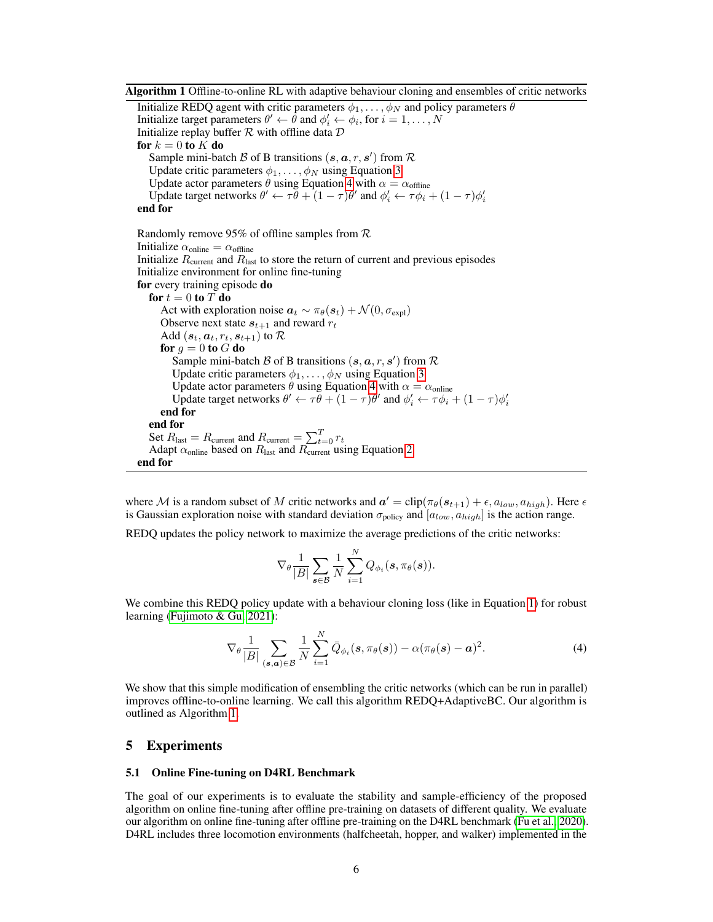**Algorithm 1** Offline-to-online RL with adaptive behaviour cloning and ensembles of critic networks

```
Initialize REDQ agent with critic parameters φ_1, ..., φ_N and policy parameters θ
Initialize target parameters θ' ← θ and φ'_i ← φ_i, for i = 1, ..., N
Initialize replay buffer R with offline data D
for k = 0 to K do
    Sample mini-batch B of B transitions (s, a, r, s') from R
    Update critic parameters φ_1, ..., φ_N using Equation 3
    Update actor parameters θ using Equation 4 with α = α_offline
    Update target networks θ' ← τθ + (1 − τ)θ' and φ'_i ← τφ_i + (1 − τ)φ'_i
end for

Randomly remove 95% of offline samples from R
Initialize α_online = α_offline
Initialize R_current and R_last to store the return of current and previous episodes
Initialize environment for online fine-tuning
for every training episode do
    for t = 0 to T do
        Act with exploration noise a_t ~ π_θ(s_t) + N(0, σ_expl)
        Observe next state s_{t+1} and reward r_t
        Add (s_t, a_t, r_t, s_{t+1}) to R
        for g = 0 to G do
            Sample mini-batch B of B transitions (s, a, r, s') from R
            Update critic parameters φ_1, ..., φ_N using Equation 3
            Update actor parameters θ using Equation 4 with α = α_online
            Update target networks θ' ← τθ + (1 − τ)θ' and φ'_i ← τφ_i + (1 − τ)φ'_i
        end for
    end for
    Set R_last = R_current and R_current = Σ_{t=0}^{T} r_t
    Adapt α_online based on R_last and R_current using Equation 2
end for
```

where $\mathcal{M}$ is a random subset of $M$ critic networks and $\boldsymbol{a}' = \text{clip}(\pi_\theta(\boldsymbol{s}_{t+1}) + \epsilon, a_{low}, a_{high})$. Here $\epsilon$ is Gaussian exploration noise with standard deviation $\sigma_{\text{policy}}$ and $[a_{low}, a_{high}]$ is the action range.

REDQ updates the policy network to maximize the average predictions of the critic networks:

$$\nabla_\theta \frac{1}{|B|} \sum_{\boldsymbol{s} \in \mathcal{B}} \frac{1}{N} \sum_{i=1}^{N} Q_{\phi_i}(\boldsymbol{s}, \pi_\theta(\boldsymbol{s})).$$

We combine this REDQ policy update with a behaviour cloning loss (like in Equation 1) for robust learning (Fujimoto & Gu, 2021):

$$\nabla_\theta \frac{1}{|B|} \sum_{(\boldsymbol{s},\boldsymbol{a}) \in \mathcal{B}} \frac{1}{N} \sum_{i=1}^{N} \bar{Q}_{\phi_i}(\boldsymbol{s}, \pi_\theta(\boldsymbol{s})) - \alpha(\pi_\theta(\boldsymbol{s}) - \boldsymbol{a})^2. \tag{4}$$

We show that this simple modification of ensembling the critic networks (which can be run in parallel) improves offline-to-online learning. We call this algorithm REDQ+AdaptiveBC. Our algorithm is outlined as Algorithm 1.

## 5 Experiments

### 5.1 Online Fine-tuning on D4RL Benchmark

The goal of our experiments is to evaluate the stability and sample-efficiency of the proposed algorithm on online fine-tuning after offline pre-training on datasets of different quality. We evaluate our algorithm on online fine-tuning after offline pre-training on the D4RL benchmark (Fu et al., 2020). D4RL includes three locomotion environments (halfcheetah, hopper, and walker) implemented in the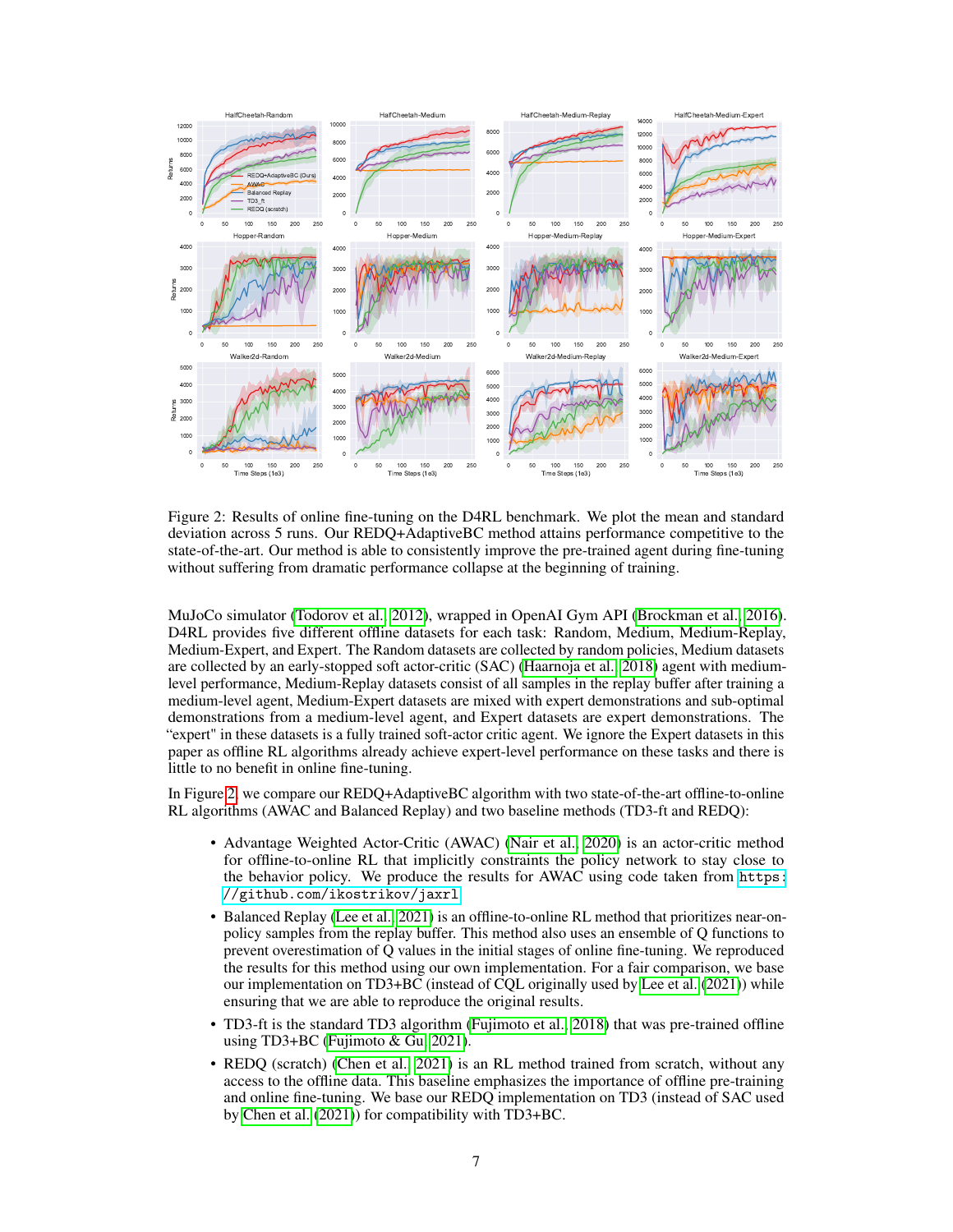Figure 2: Results of online fine-tuning on the D4RL benchmark. We plot the mean and standard deviation across 5 runs. Our REDQ+AdaptiveBC method attains performance competitive to the state-of-the-art. Our method is able to consistently improve the pre-trained agent during fine-tuning without suffering from dramatic performance collapse at the beginning of training.

MuJoCo simulator (Todorov et al., 2012), wrapped in OpenAI Gym API (Brockman et al., 2016). D4RL provides five different offline datasets for each task: Random, Medium, Medium-Replay, Medium-Expert, and Expert. The Random datasets are collected by random policies, Medium datasets are collected by an early-stopped soft actor-critic (SAC) (Haarnoja et al., 2018) agent with medium-level performance, Medium-Replay datasets consist of all samples in the replay buffer after training a medium-level agent, Medium-Expert datasets are mixed with expert demonstrations and sub-optimal demonstrations from a medium-level agent, and Expert datasets are expert demonstrations. The "expert" in these datasets is a fully trained soft-actor critic agent. We ignore the Expert datasets in this paper as offline RL algorithms already achieve expert-level performance on these tasks and there is little to no benefit in online fine-tuning.

In Figure 2, we compare our REDQ+AdaptiveBC algorithm with two state-of-the-art offline-to-online RL algorithms (AWAC and Balanced Replay) and two baseline methods (TD3-ft and REDQ):

- Advantage Weighted Actor-Critic (AWAC) (Nair et al., 2020) is an actor-critic method for offline-to-online RL that implicitly constraints the policy network to stay close to the behavior policy. We produce the results for AWAC using code taken from `https://github.com/ikostrikov/jaxrl`.
- Balanced Replay (Lee et al., 2021) is an offline-to-online RL method that prioritizes near-on-policy samples from the replay buffer. This method also uses an ensemble of Q functions to prevent overestimation of Q values in the initial stages of online fine-tuning. We reproduced the results for this method using our own implementation. For a fair comparison, we base our implementation on TD3+BC (instead of CQL originally used by Lee et al. (2021)) while ensuring that we are able to reproduce the original results.
- TD3-ft is the standard TD3 algorithm (Fujimoto et al., 2018) that was pre-trained offline using TD3+BC (Fujimoto & Gu, 2021).
- REDQ (scratch) (Chen et al., 2021) is an RL method trained from scratch, without any access to the offline data. This baseline emphasizes the importance of offline pre-training and online fine-tuning. We base our REDQ implementation on TD3 (instead of SAC used by Chen et al. (2021)) for compatibility with TD3+BC.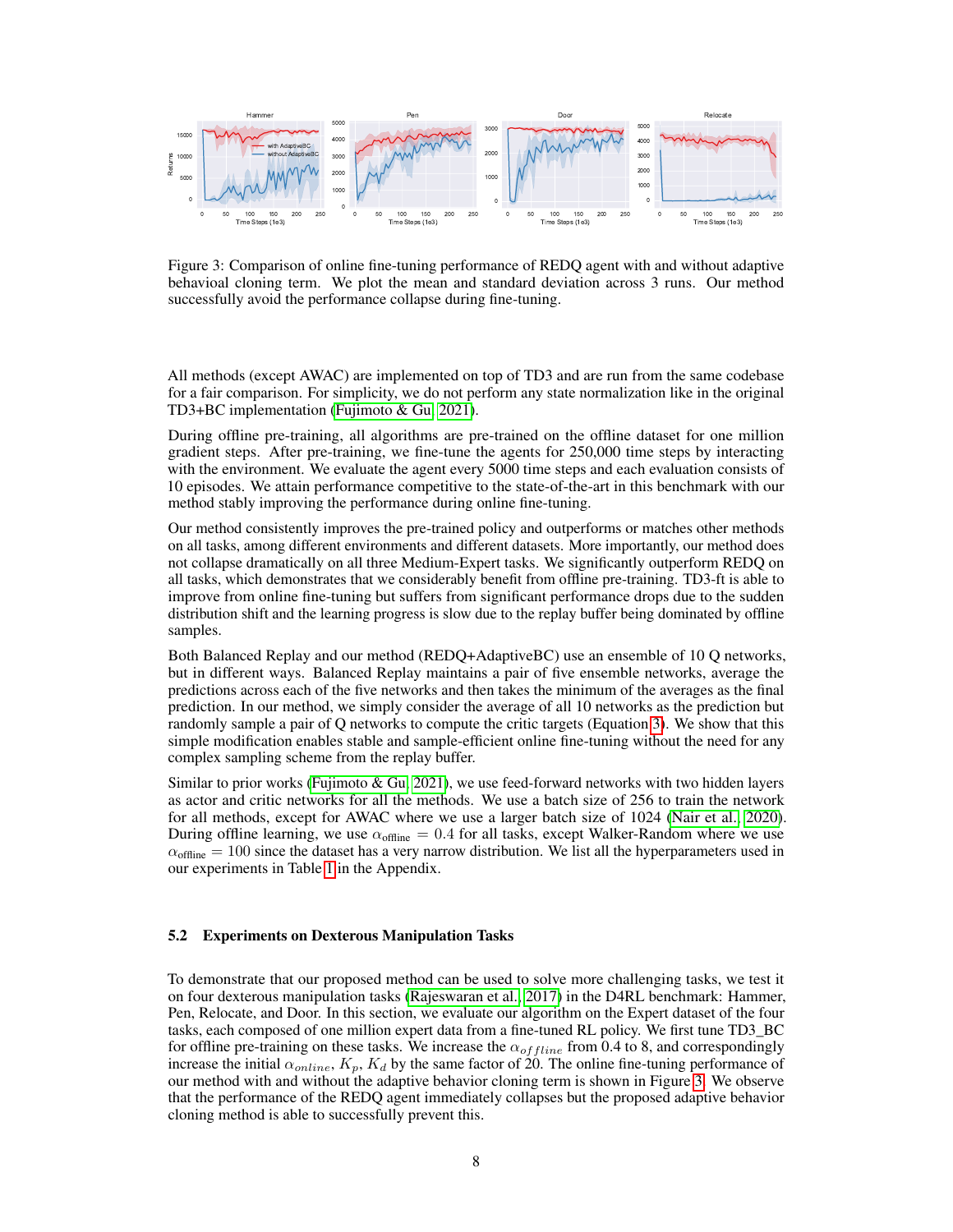Figure 3: Comparison of online fine-tuning performance of REDQ agent with and without adaptive behavioal cloning term. We plot the mean and standard deviation across 3 runs. Our method successfully avoid the performance collapse during fine-tuning.

All methods (except AWAC) are implemented on top of TD3 and are run from the same codebase for a fair comparison. For simplicity, we do not perform any state normalization like in the original TD3+BC implementation (Fujimoto & Gu, 2021).

During offline pre-training, all algorithms are pre-trained on the offline dataset for one million gradient steps. After pre-training, we fine-tune the agents for 250,000 time steps by interacting with the environment. We evaluate the agent every 5000 time steps and each evaluation consists of 10 episodes. We attain performance competitive to the state-of-the-art in this benchmark with our method stably improving the performance during online fine-tuning.

Our method consistently improves the pre-trained policy and outperforms or matches other methods on all tasks, among different environments and different datasets. More importantly, our method does not collapse dramatically on all three Medium-Expert tasks. We significantly outperform REDQ on all tasks, which demonstrates that we considerably benefit from offline pre-training. TD3-ft is able to improve from online fine-tuning but suffers from significant performance drops due to the sudden distribution shift and the learning progress is slow due to the replay buffer being dominated by offline samples.

Both Balanced Replay and our method (REDQ+AdaptiveBC) use an ensemble of 10 Q networks, but in different ways. Balanced Replay maintains a pair of five ensemble networks, average the predictions across each of the five networks and then takes the minimum of the averages as the final prediction. In our method, we simply consider the average of all 10 networks as the prediction but randomly sample a pair of Q networks to compute the critic targets (Equation 3). We show that this simple modification enables stable and sample-efficient online fine-tuning without the need for any complex sampling scheme from the replay buffer.

Similar to prior works (Fujimoto & Gu, 2021), we use feed-forward networks with two hidden layers as actor and critic networks for all the methods. We use a batch size of 256 to train the network for all methods, except for AWAC where we use a larger batch size of 1024 (Nair et al., 2020). During offline learning, we use $\alpha_{\text{offline}} = 0.4$ for all tasks, except Walker-Random where we use $\alpha_{\text{offline}} = 100$ since the dataset has a very narrow distribution. We list all the hyperparameters used in our experiments in Table 1 in the Appendix.

### 5.2 Experiments on Dexterous Manipulation Tasks

To demonstrate that our proposed method can be used to solve more challenging tasks, we test it on four dexterous manipulation tasks (Rajeswaran et al., 2017) in the D4RL benchmark: Hammer, Pen, Relocate, and Door. In this section, we evaluate our algorithm on the Expert dataset of the four tasks, each composed of one million expert data from a fine-tuned RL policy. We first tune TD3_BC for offline pre-training on these tasks. We increase the $\alpha_{offline}$ from 0.4 to 8, and correspondingly increase the initial $\alpha_{online}$, $K_p$, $K_d$ by the same factor of 20. The online fine-tuning performance of our method with and without the adaptive behavior cloning term is shown in Figure 3. We observe that the performance of the REDQ agent immediately collapses but the proposed adaptive behavior cloning method is able to successfully prevent this.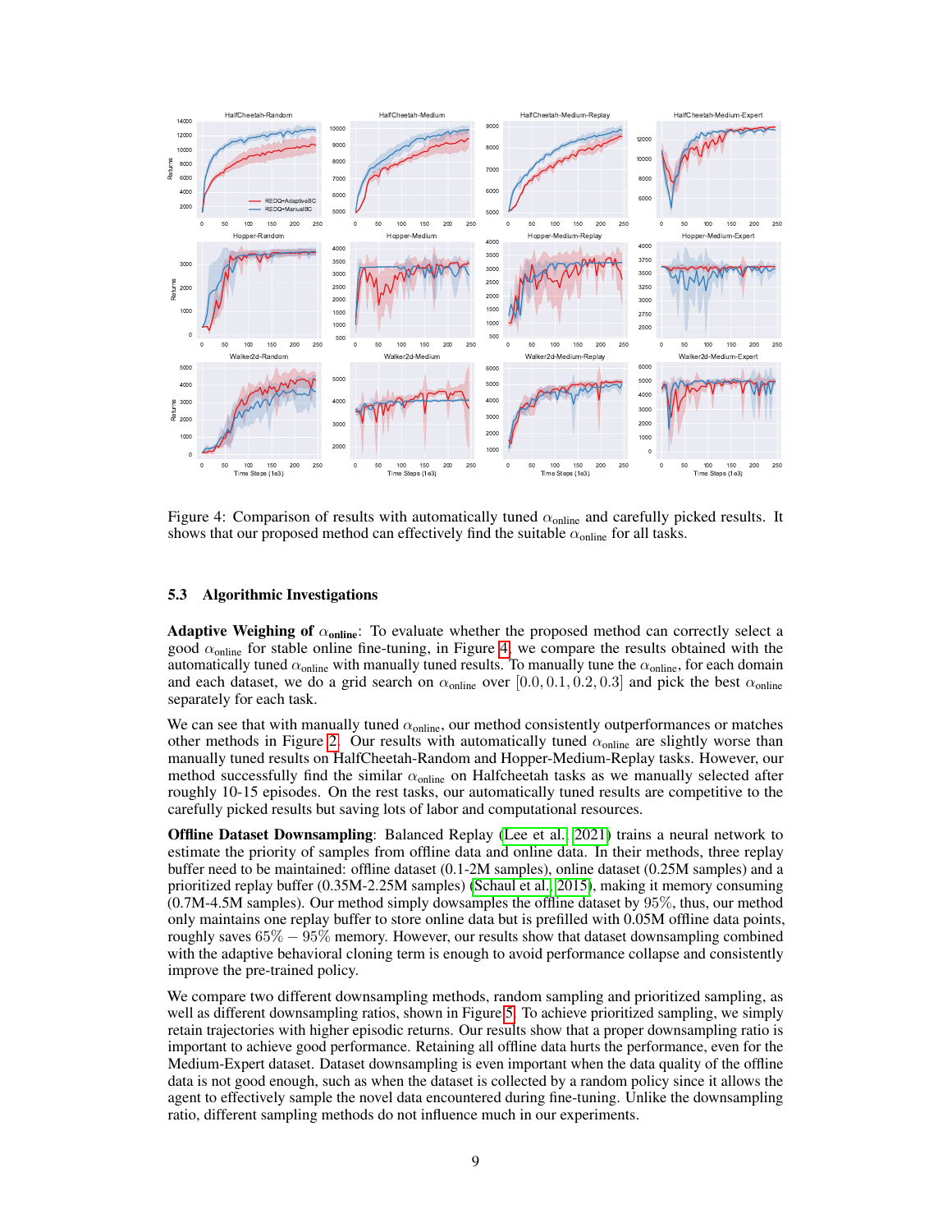Figure 4: Comparison of results with automatically tuned $\alpha_{\text{online}}$ and carefully picked results. It shows that our proposed method can effectively find the suitable $\alpha_{\text{online}}$ for all tasks.

### 5.3 Algorithmic Investigations

**Adaptive Weighing of $\alpha_{\text{online}}$**: To evaluate whether the proposed method can correctly select a good $\alpha_{\text{online}}$ for stable online fine-tuning, in Figure 4, we compare the results obtained with the automatically tuned $\alpha_{\text{online}}$ with manually tuned results. To manually tune the $\alpha_{\text{online}}$, for each domain and each dataset, we do a grid search on $\alpha_{\text{online}}$ over $[0.0, 0.1, 0.2, 0.3]$ and pick the best $\alpha_{\text{online}}$ separately for each task.

We can see that with manually tuned $\alpha_{\text{online}}$, our method consistently outperformances or matches other methods in Figure 2. Our results with automatically tuned $\alpha_{\text{online}}$ are slightly worse than manually tuned results on HalfCheetah-Random and Hopper-Medium-Replay tasks. However, our method successfully find the similar $\alpha_{\text{online}}$ on Halfcheetah tasks as we manually selected after roughly 10-15 episodes. On the rest tasks, our automatically tuned results are competitive to the carefully picked results but saving lots of labor and computational resources.

**Offline Dataset Downsampling**: Balanced Replay (Lee et al., 2021) trains a neural network to estimate the priority of samples from offline data and online data. In their methods, three replay buffer need to be maintained: offline dataset (0.1-2M samples), online dataset (0.25M samples) and a prioritized replay buffer (0.35M-2.25M samples) (Schaul et al., 2015), making it memory consuming (0.7M-4.5M samples). Our method simply dowsamples the offline dataset by $95\%$, thus, our method only maintains one replay buffer to store online data but is prefilled with 0.05M offline data points, roughly saves $65\% - 95\%$ memory. However, our results show that dataset downsampling combined with the adaptive behavioral cloning term is enough to avoid performance collapse and consistently improve the pre-trained policy.

We compare two different downsampling methods, random sampling and prioritized sampling, as well as different downsampling ratios, shown in Figure 5. To achieve prioritized sampling, we simply retain trajectories with higher episodic returns. Our results show that a proper downsampling ratio is important to achieve good performance. Retaining all offline data hurts the performance, even for the Medium-Expert dataset. Dataset downsampling is even important when the data quality of the offline data is not good enough, such as when the dataset is collected by a random policy since it allows the agent to effectively sample the novel data encountered during fine-tuning. Unlike the downsampling ratio, different sampling methods do not influence much in our experiments.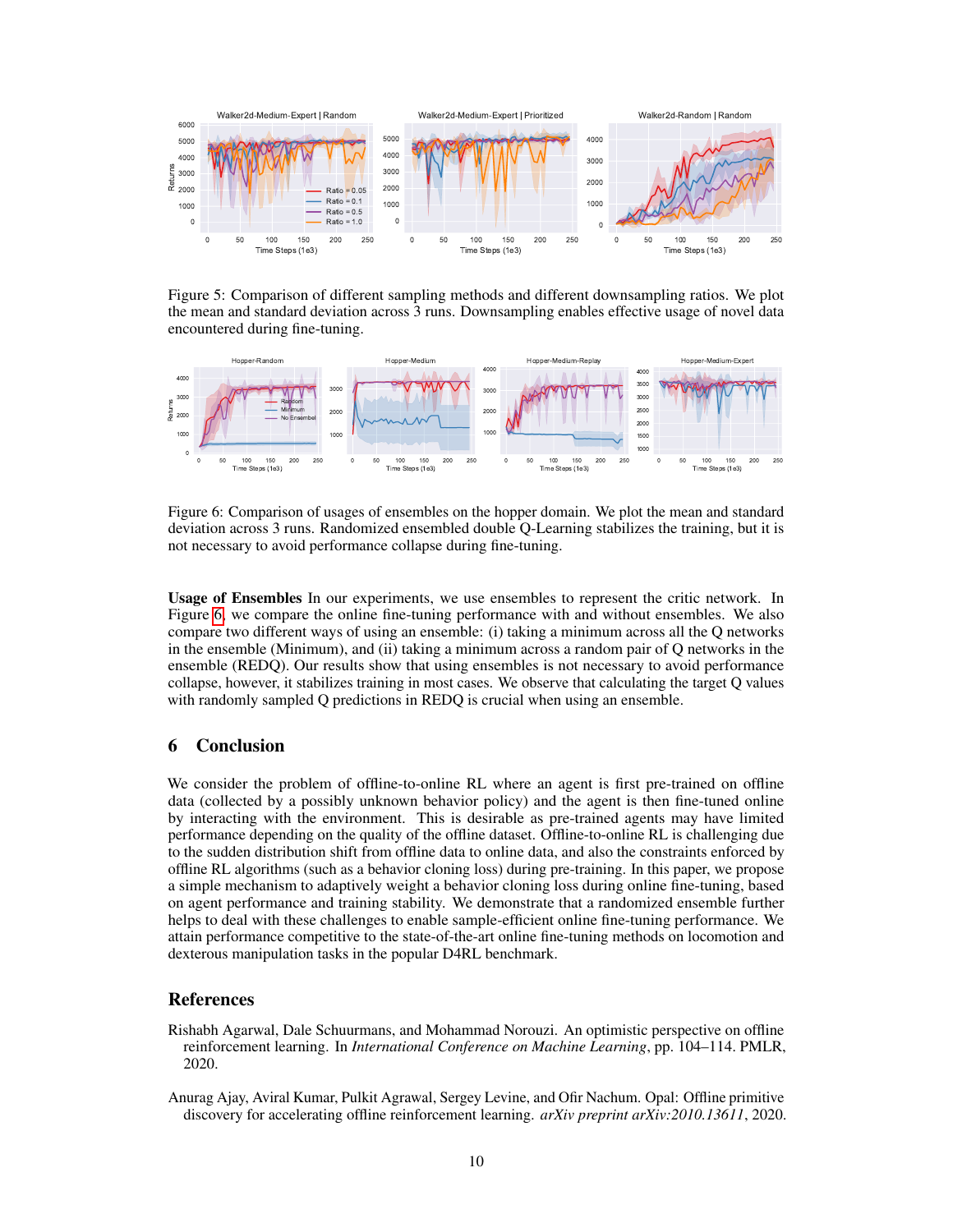Figure 5: Comparison of different sampling methods and different downsampling ratios. We plot the mean and standard deviation across 3 runs. Downsampling enables effective usage of novel data encountered during fine-tuning.

Figure 6: Comparison of usages of ensembles on the hopper domain. We plot the mean and standard deviation across 3 runs. Randomized ensembled double Q-Learning stabilizes the training, but it is not necessary to avoid performance collapse during fine-tuning.

**Usage of Ensembles** In our experiments, we use ensembles to represent the critic network. In Figure 6, we compare the online fine-tuning performance with and without ensembles. We also compare two different ways of using an ensemble: (i) taking a minimum across all the Q networks in the ensemble (Minimum), and (ii) taking a minimum across a random pair of Q networks in the ensemble (REDQ). Our results show that using ensembles is not necessary to avoid performance collapse, however, it stabilizes training in most cases. We observe that calculating the target Q values with randomly sampled Q predictions in REDQ is crucial when using an ensemble.

## 6 Conclusion

We consider the problem of offline-to-online RL where an agent is first pre-trained on offline data (collected by a possibly unknown behavior policy) and the agent is then fine-tuned online by interacting with the environment. This is desirable as pre-trained agents may have limited performance depending on the quality of the offline dataset. Offline-to-online RL is challenging due to the sudden distribution shift from offline data to online data, and also the constraints enforced by offline RL algorithms (such as a behavior cloning loss) during pre-training. In this paper, we propose a simple mechanism to adaptively weight a behavior cloning loss during online fine-tuning, based on agent performance and training stability. We demonstrate that a randomized ensemble further helps to deal with these challenges to enable sample-efficient online fine-tuning performance. We attain performance competitive to the state-of-the-art online fine-tuning methods on locomotion and dexterous manipulation tasks in the popular D4RL benchmark.

## References

Rishabh Agarwal, Dale Schuurmans, and Mohammad Norouzi. An optimistic perspective on offline reinforcement learning. In *International Conference on Machine Learning*, pp. 104–114. PMLR, 2020.

Anurag Ajay, Aviral Kumar, Pulkit Agrawal, Sergey Levine, and Ofir Nachum. Opal: Offline primitive discovery for accelerating offline reinforcement learning. *arXiv preprint arXiv:2010.13611*, 2020.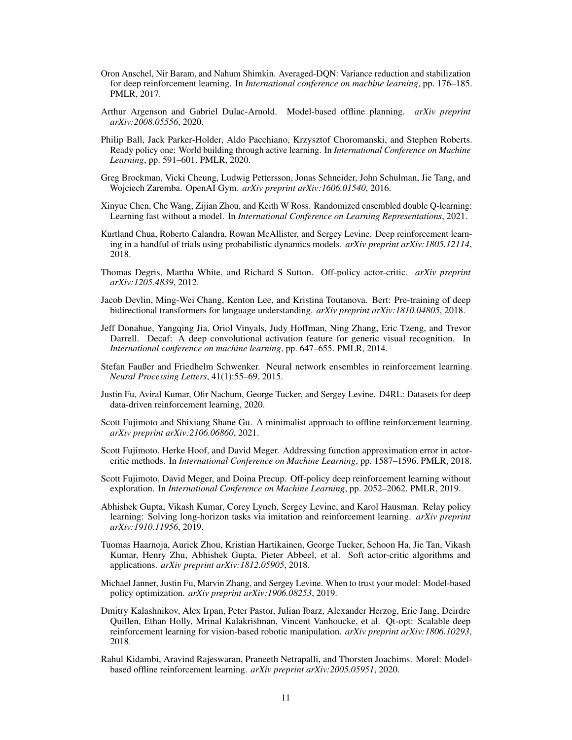Oron Anschel, Nir Baram, and Nahum Shimkin. Averaged-DQN: Variance reduction and stabilization for deep reinforcement learning. In *International conference on machine learning*, pp. 176–185. PMLR, 2017.

Arthur Argenson and Gabriel Dulac-Arnold. Model-based offline planning. *arXiv preprint arXiv:2008.05556*, 2020.

Philip Ball, Jack Parker-Holder, Aldo Pacchiano, Krzysztof Choromanski, and Stephen Roberts. Ready policy one: World building through active learning. In *International Conference on Machine Learning*, pp. 591–601. PMLR, 2020.

Greg Brockman, Vicki Cheung, Ludwig Pettersson, Jonas Schneider, John Schulman, Jie Tang, and Wojciech Zaremba. OpenAI Gym. *arXiv preprint arXiv:1606.01540*, 2016.

Xinyue Chen, Che Wang, Zijian Zhou, and Keith W Ross. Randomized ensembled double Q-learning: Learning fast without a model. In *International Conference on Learning Representations*, 2021.

Kurtland Chua, Roberto Calandra, Rowan McAllister, and Sergey Levine. Deep reinforcement learning in a handful of trials using probabilistic dynamics models. *arXiv preprint arXiv:1805.12114*, 2018.

Thomas Degris, Martha White, and Richard S Sutton. Off-policy actor-critic. *arXiv preprint arXiv:1205.4839*, 2012.

Jacob Devlin, Ming-Wei Chang, Kenton Lee, and Kristina Toutanova. Bert: Pre-training of deep bidirectional transformers for language understanding. *arXiv preprint arXiv:1810.04805*, 2018.

Jeff Donahue, Yangqing Jia, Oriol Vinyals, Judy Hoffman, Ning Zhang, Eric Tzeng, and Trevor Darrell. Decaf: A deep convolutional activation feature for generic visual recognition. In *International conference on machine learning*, pp. 647–655. PMLR, 2014.

Stefan Faußer and Friedhelm Schwenker. Neural network ensembles in reinforcement learning. *Neural Processing Letters*, 41(1):55–69, 2015.

Justin Fu, Aviral Kumar, Ofir Nachum, George Tucker, and Sergey Levine. D4RL: Datasets for deep data-driven reinforcement learning, 2020.

Scott Fujimoto and Shixiang Shane Gu. A minimalist approach to offline reinforcement learning. *arXiv preprint arXiv:2106.06860*, 2021.

Scott Fujimoto, Herke Hoof, and David Meger. Addressing function approximation error in actor-critic methods. In *International Conference on Machine Learning*, pp. 1587–1596. PMLR, 2018.

Scott Fujimoto, David Meger, and Doina Precup. Off-policy deep reinforcement learning without exploration. In *International Conference on Machine Learning*, pp. 2052–2062. PMLR, 2019.

Abhishek Gupta, Vikash Kumar, Corey Lynch, Sergey Levine, and Karol Hausman. Relay policy learning: Solving long-horizon tasks via imitation and reinforcement learning. *arXiv preprint arXiv:1910.11956*, 2019.

Tuomas Haarnoja, Aurick Zhou, Kristian Hartikainen, George Tucker, Sehoon Ha, Jie Tan, Vikash Kumar, Henry Zhu, Abhishek Gupta, Pieter Abbeel, et al. Soft actor-critic algorithms and applications. *arXiv preprint arXiv:1812.05905*, 2018.

Michael Janner, Justin Fu, Marvin Zhang, and Sergey Levine. When to trust your model: Model-based policy optimization. *arXiv preprint arXiv:1906.08253*, 2019.

Dmitry Kalashnikov, Alex Irpan, Peter Pastor, Julian Ibarz, Alexander Herzog, Eric Jang, Deirdre Quillen, Ethan Holly, Mrinal Kalakrishnan, Vincent Vanhoucke, et al. Qt-opt: Scalable deep reinforcement learning for vision-based robotic manipulation. *arXiv preprint arXiv:1806.10293*, 2018.

Rahul Kidambi, Aravind Rajeswaran, Praneeth Netrapalli, and Thorsten Joachims. Morel: Model-based offline reinforcement learning. *arXiv preprint arXiv:2005.05951*, 2020.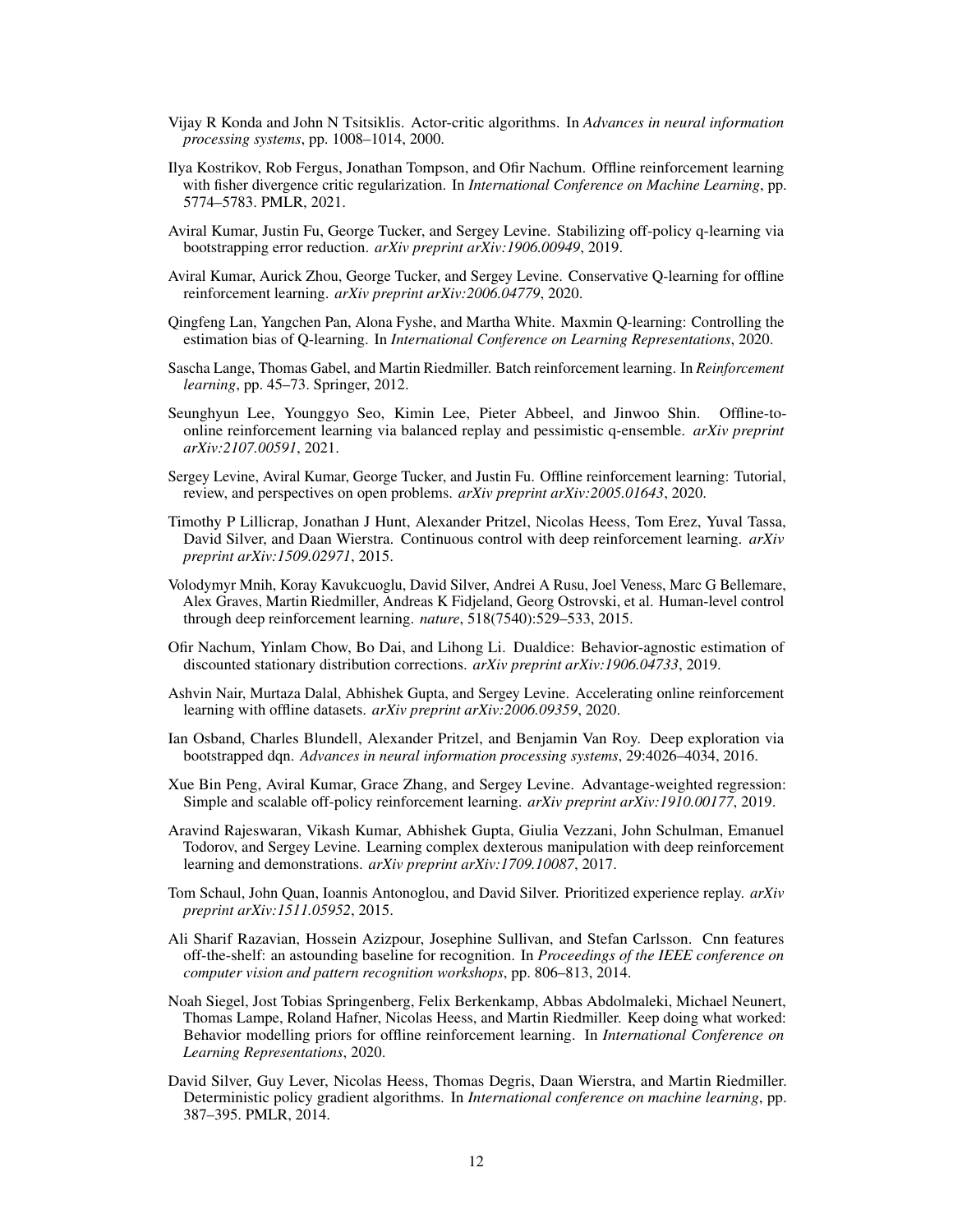Vijay R Konda and John N Tsitsiklis. Actor-critic algorithms. In *Advances in neural information processing systems*, pp. 1008–1014, 2000.

Ilya Kostrikov, Rob Fergus, Jonathan Tompson, and Ofir Nachum. Offline reinforcement learning with fisher divergence critic regularization. In *International Conference on Machine Learning*, pp. 5774–5783. PMLR, 2021.

Aviral Kumar, Justin Fu, George Tucker, and Sergey Levine. Stabilizing off-policy q-learning via bootstrapping error reduction. *arXiv preprint arXiv:1906.00949*, 2019.

Aviral Kumar, Aurick Zhou, George Tucker, and Sergey Levine. Conservative Q-learning for offline reinforcement learning. *arXiv preprint arXiv:2006.04779*, 2020.

Qingfeng Lan, Yangchen Pan, Alona Fyshe, and Martha White. Maxmin Q-learning: Controlling the estimation bias of Q-learning. In *International Conference on Learning Representations*, 2020.

Sascha Lange, Thomas Gabel, and Martin Riedmiller. Batch reinforcement learning. In *Reinforcement learning*, pp. 45–73. Springer, 2012.

Seunghyun Lee, Younggyo Seo, Kimin Lee, Pieter Abbeel, and Jinwoo Shin. Offline-to-online reinforcement learning via balanced replay and pessimistic q-ensemble. *arXiv preprint arXiv:2107.00591*, 2021.

Sergey Levine, Aviral Kumar, George Tucker, and Justin Fu. Offline reinforcement learning: Tutorial, review, and perspectives on open problems. *arXiv preprint arXiv:2005.01643*, 2020.

Timothy P Lillicrap, Jonathan J Hunt, Alexander Pritzel, Nicolas Heess, Tom Erez, Yuval Tassa, David Silver, and Daan Wierstra. Continuous control with deep reinforcement learning. *arXiv preprint arXiv:1509.02971*, 2015.

Volodymyr Mnih, Koray Kavukcuoglu, David Silver, Andrei A Rusu, Joel Veness, Marc G Bellemare, Alex Graves, Martin Riedmiller, Andreas K Fidjeland, Georg Ostrovski, et al. Human-level control through deep reinforcement learning. *nature*, 518(7540):529–533, 2015.

Ofir Nachum, Yinlam Chow, Bo Dai, and Lihong Li. Dualdice: Behavior-agnostic estimation of discounted stationary distribution corrections. *arXiv preprint arXiv:1906.04733*, 2019.

Ashvin Nair, Murtaza Dalal, Abhishek Gupta, and Sergey Levine. Accelerating online reinforcement learning with offline datasets. *arXiv preprint arXiv:2006.09359*, 2020.

Ian Osband, Charles Blundell, Alexander Pritzel, and Benjamin Van Roy. Deep exploration via bootstrapped dqn. *Advances in neural information processing systems*, 29:4026–4034, 2016.

Xue Bin Peng, Aviral Kumar, Grace Zhang, and Sergey Levine. Advantage-weighted regression: Simple and scalable off-policy reinforcement learning. *arXiv preprint arXiv:1910.00177*, 2019.

Aravind Rajeswaran, Vikash Kumar, Abhishek Gupta, Giulia Vezzani, John Schulman, Emanuel Todorov, and Sergey Levine. Learning complex dexterous manipulation with deep reinforcement learning and demonstrations. *arXiv preprint arXiv:1709.10087*, 2017.

Tom Schaul, John Quan, Ioannis Antonoglou, and David Silver. Prioritized experience replay. *arXiv preprint arXiv:1511.05952*, 2015.

Ali Sharif Razavian, Hossein Azizpour, Josephine Sullivan, and Stefan Carlsson. Cnn features off-the-shelf: an astounding baseline for recognition. In *Proceedings of the IEEE conference on computer vision and pattern recognition workshops*, pp. 806–813, 2014.

Noah Siegel, Jost Tobias Springenberg, Felix Berkenkamp, Abbas Abdolmaleki, Michael Neunert, Thomas Lampe, Roland Hafner, Nicolas Heess, and Martin Riedmiller. Keep doing what worked: Behavior modelling priors for offline reinforcement learning. In *International Conference on Learning Representations*, 2020.

David Silver, Guy Lever, Nicolas Heess, Thomas Degris, Daan Wierstra, and Martin Riedmiller. Deterministic policy gradient algorithms. In *International conference on machine learning*, pp. 387–395. PMLR, 2014.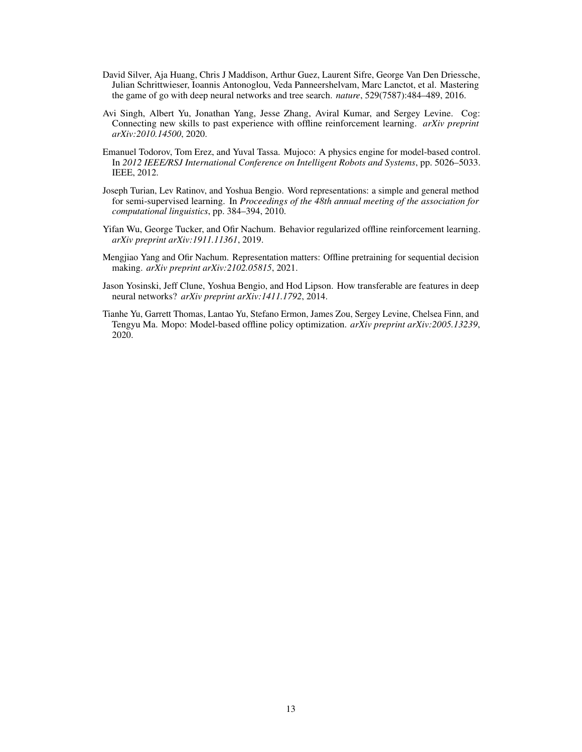David Silver, Aja Huang, Chris J Maddison, Arthur Guez, Laurent Sifre, George Van Den Driessche, Julian Schrittwieser, Ioannis Antonoglou, Veda Panneershelvam, Marc Lanctot, et al. Mastering the game of go with deep neural networks and tree search. *nature*, 529(7587):484–489, 2016.

Avi Singh, Albert Yu, Jonathan Yang, Jesse Zhang, Aviral Kumar, and Sergey Levine. Cog: Connecting new skills to past experience with offline reinforcement learning. *arXiv preprint arXiv:2010.14500*, 2020.

Emanuel Todorov, Tom Erez, and Yuval Tassa. Mujoco: A physics engine for model-based control. In *2012 IEEE/RSJ International Conference on Intelligent Robots and Systems*, pp. 5026–5033. IEEE, 2012.

Joseph Turian, Lev Ratinov, and Yoshua Bengio. Word representations: a simple and general method for semi-supervised learning. In *Proceedings of the 48th annual meeting of the association for computational linguistics*, pp. 384–394, 2010.

Yifan Wu, George Tucker, and Ofir Nachum. Behavior regularized offline reinforcement learning. *arXiv preprint arXiv:1911.11361*, 2019.

Mengjiao Yang and Ofir Nachum. Representation matters: Offline pretraining for sequential decision making. *arXiv preprint arXiv:2102.05815*, 2021.

Jason Yosinski, Jeff Clune, Yoshua Bengio, and Hod Lipson. How transferable are features in deep neural networks? *arXiv preprint arXiv:1411.1792*, 2014.

Tianhe Yu, Garrett Thomas, Lantao Yu, Stefano Ermon, James Zou, Sergey Levine, Chelsea Finn, and Tengyu Ma. Mopo: Model-based offline policy optimization. *arXiv preprint arXiv:2005.13239*, 2020.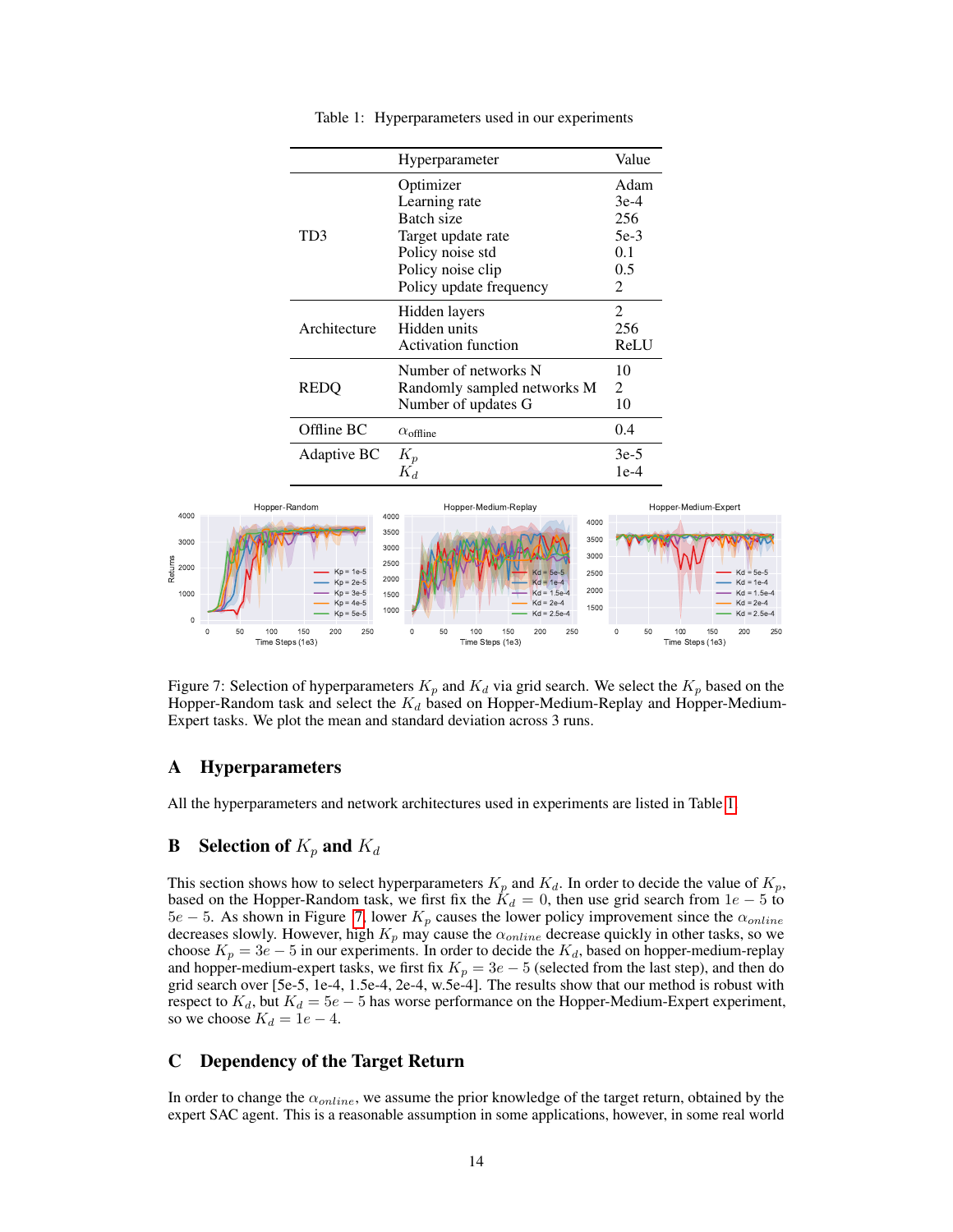Table 1: Hyperparameters used in our experiments

| | Hyperparameter | Value |
|---|---|---|
| TD3 | Optimizer | Adam |
| | Learning rate | 3e-4 |
| | Batch size | 256 |
| | Target update rate | 5e-3 |
| | Policy noise std | 0.1 |
| | Policy noise clip | 0.5 |
| | Policy update frequency | 2 |
| Architecture | Hidden layers | 2 |
| | Hidden units | 256 |
| | Activation function | ReLU |
| REDQ | Number of networks N | 10 |
| | Randomly sampled networks M | 2 |
| | Number of updates G | 10 |
| Offline BC | $\alpha_{\text{offline}}$ | 0.4 |
| Adaptive BC | $K_p$ | 3e-5 |
| | $K_d$ | 1e-4 |

Figure 7: Selection of hyperparameters $K_p$ and $K_d$ via grid search. We select the $K_p$ based on the Hopper-Random task and select the $K_d$ based on Hopper-Medium-Replay and Hopper-Medium-Expert tasks. We plot the mean and standard deviation across 3 runs.

## A Hyperparameters

All the hyperparameters and network architectures used in experiments are listed in Table 1.

## B Selection of $K_p$ and $K_d$

This section shows how to select hyperparameters $K_p$ and $K_d$. In order to decide the value of $K_p$, based on the Hopper-Random task, we first fix the $K_d = 0$, then use grid search from $1e-5$ to $5e-5$. As shown in Figure 7, lower $K_p$ causes the lower policy improvement since the $\alpha_{online}$ decreases slowly. However, high $K_p$ may cause the $\alpha_{online}$ decrease quickly in other tasks, so we choose $K_p = 3e-5$ in our experiments. In order to decide the $K_d$, based on hopper-medium-replay and hopper-medium-expert tasks, we first fix $K_p = 3e-5$ (selected from the last step), and then do grid search over [5e-5, 1e-4, 1.5e-4, 2e-4, w.5e-4]. The results show that our method is robust with respect to $K_d$, but $K_d = 5e-5$ has worse performance on the Hopper-Medium-Expert experiment, so we choose $K_d = 1e-4$.

## C Dependency of the Target Return

In order to change the $\alpha_{online}$, we assume the prior knowledge of the target return, obtained by the expert SAC agent. This is a reasonable assumption in some applications, however, in some real world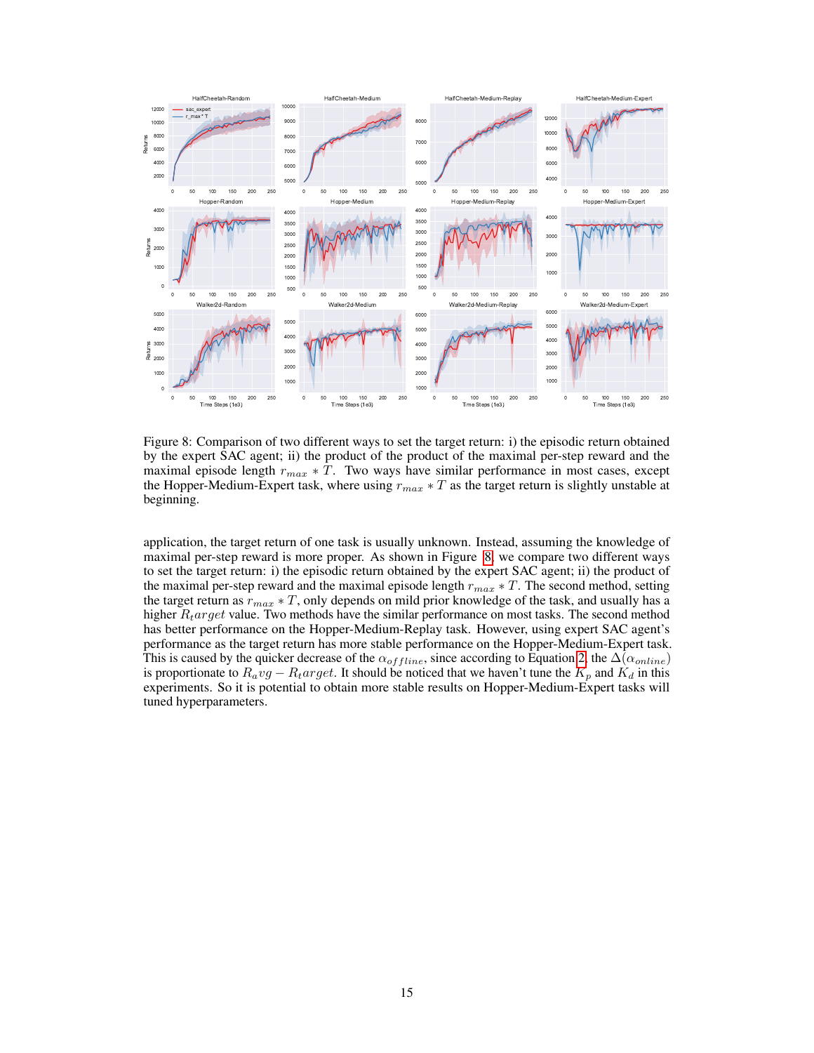HalfCheetah-Random
HalfCheetah-Medium
HalfCheetah-Medium-Replay
HalfCheetah-Medium-Expert
Hopper-Random
Hopper-Medium
Hopper-Medium-Replay
Hopper-Medium-Expert
Walker2d-Random
Walker2d-Medium
Walker2d-Medium-Replay
Walker2d-Medium-Expert
sac_expert
r_max * T
Returns
Time Steps (1e3)

Figure 8: Comparison of two different ways to set the target return: i) the episodic return obtained by the expert SAC agent; ii) the product of the product of the maximal per-step reward and the maximal episode length $r_{max} * T$. Two ways have similar performance in most cases, except the Hopper-Medium-Expert task, where using $r_{max} * T$ as the target return is slightly unstable at beginning.

application, the target return of one task is usually unknown. Instead, assuming the knowledge of maximal per-step reward is more proper. As shown in Figure 8, we compare two different ways to set the target return: i) the episodic return obtained by the expert SAC agent; ii) the product of the maximal per-step reward and the maximal episode length $r_{max} * T$. The second method, setting the target return as $r_{max} * T$, only depends on mild prior knowledge of the task, and usually has a higher $R_target$ value. Two methods have the similar performance on most tasks. The second method has better performance on the Hopper-Medium-Replay task. However, using expert SAC agent's performance as the target return has more stable performance on the Hopper-Medium-Expert task. This is caused by the quicker decrease of the $\alpha_{offline}$, since according to Equation 2, the $\Delta(\alpha_{online})$ is proportionate to $R_avg - R_target$. It should be noticed that we haven't tune the $K_p$ and $K_d$ in this experiments. So it is potential to obtain more stable results on Hopper-Medium-Expert tasks will tuned hyperparameters.